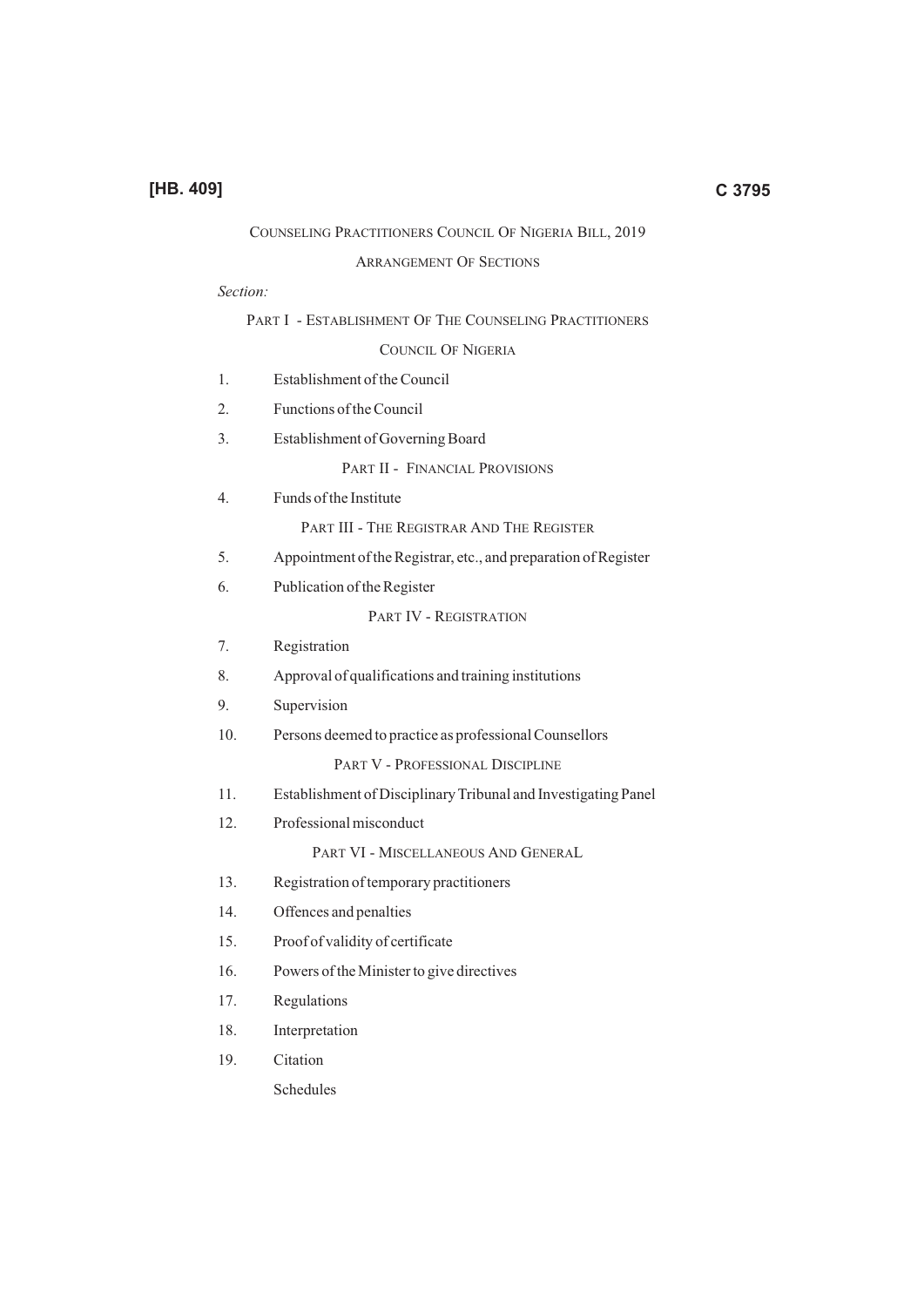[HB. 409]

# Counseling Practitioners Council Of Nigeria Bill, 2019

## Arrangement Of Sections

*Section:*

### Part I - Establishment Of The Counseling Practitioners Council Of Nigeria

1. Establishment of the Council
2. Functions of the Council
3. Establishment of Governing Board

### Part II - Financial Provisions

4. Funds of the Institute

### Part III - The Registrar And The Register

5. Appointment of the Registrar, etc., and preparation of Register
6. Publication of the Register

### Part IV - Registration

7. Registration
8. Approval of qualifications and training institutions
9. Supervision
10. Persons deemed to practice as professional Counsellors

### Part V - Professional Discipline

11. Establishment of Disciplinary Tribunal and Investigating Panel
12. Professional misconduct

### Part VI - Miscellaneous And General

13. Registration of temporary practitioners
14. Offences and penalties
15. Proof of validity of certificate
16. Powers of the Minister to give directives
17. Regulations
18. Interpretation
19. Citation

Schedules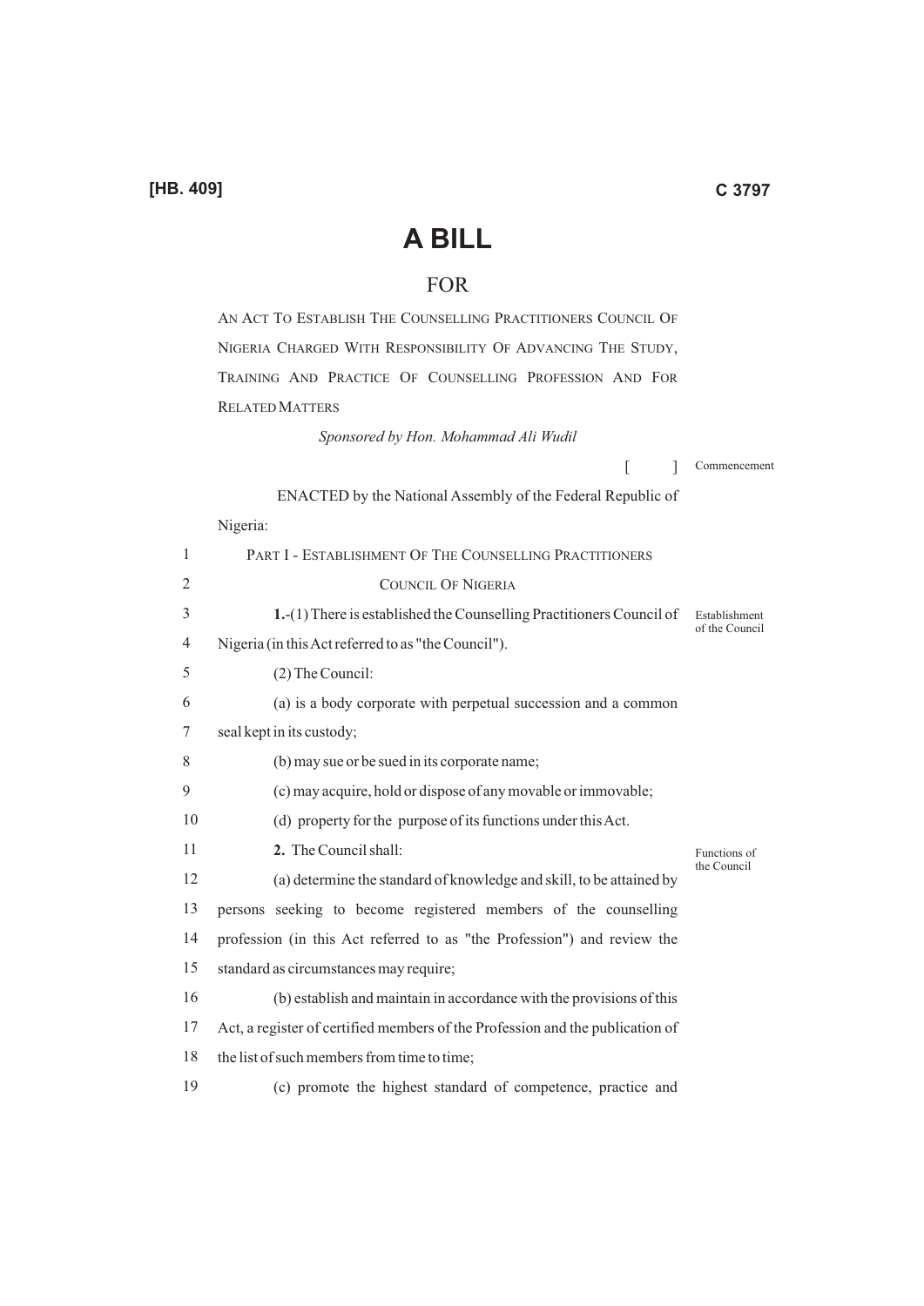[HB. 409]

# A BILL

## FOR

AN ACT TO ESTABLISH THE COUNSELLING PRACTITIONERS COUNCIL OF NIGERIA CHARGED WITH RESPONSIBILITY OF ADVANCING THE STUDY, TRAINING AND PRACTICE OF COUNSELLING PROFESSION AND FOR RELATED MATTERS

*Sponsored by Hon. Mohammad Ali Wudil*

[ ] Commencement

ENACTED by the National Assembly of the Federal Republic of Nigeria:

### PART I - ESTABLISHMENT OF THE COUNSELLING PRACTITIONERS COUNCIL OF NIGERIA

*Establishment of the Council*

**1.**-(1) There is established the Counselling Practitioners Council of Nigeria (in this Act referred to as "the Council").

(2) The Council:

(a) is a body corporate with perpetual succession and a common seal kept in its custody;

(b) may sue or be sued in its corporate name;

(c) may acquire, hold or dispose of any movable or immovable;

(d) property for the purpose of its functions under this Act.

*Functions of the Council*

**2.** The Council shall:

(a) determine the standard of knowledge and skill, to be attained by persons seeking to become registered members of the counselling profession (in this Act referred to as "the Profession") and review the standard as circumstances may require;

(b) establish and maintain in accordance with the provisions of this Act, a register of certified members of the Profession and the publication of the list of such members from time to time;

(c) promote the highest standard of competence, practice and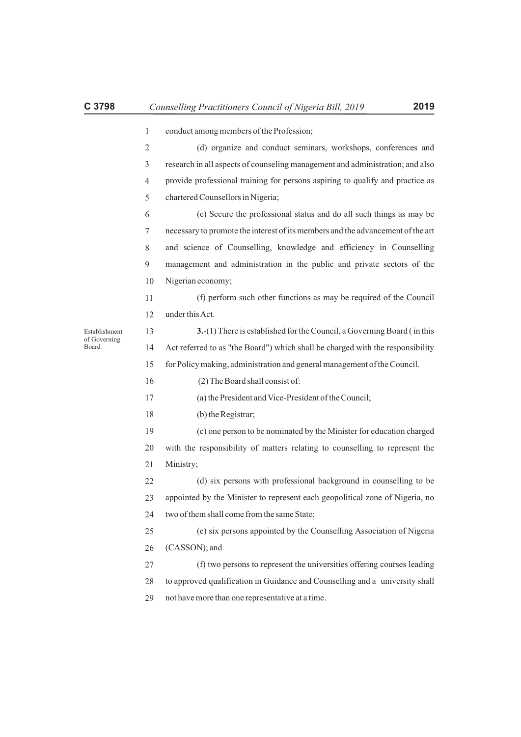conduct among members of the Profession;

(d) organize and conduct seminars, workshops, conferences and research in all aspects of counseling management and administration; and also provide professional training for persons aspiring to qualify and practice as chartered Counsellors in Nigeria;

(e) Secure the professional status and do all such things as may be necessary to promote the interest of its members and the advancement of the art and science of Counselling, knowledge and efficiency in Counselling management and administration in the public and private sectors of the Nigerian economy;

(f) perform such other functions as may be required of the Council under this Act.

Establishment of Governing Board

**3.**-(1) There is established for the Council, a Governing Board ( in this Act referred to as "the Board") which shall be charged with the responsibility for Policy making, administration and general management of the Council.

(2) The Board shall consist of:

(a) the President and Vice-President of the Council;

(b) the Registrar;

(c) one person to be nominated by the Minister for education charged with the responsibility of matters relating to counselling to represent the Ministry;

(d) six persons with professional background in counselling to be appointed by the Minister to represent each geopolitical zone of Nigeria, no two of them shall come from the same State;

(e) six persons appointed by the Counselling Association of Nigeria (CASSON); and

(f) two persons to represent the universities offering courses leading to approved qualification in Guidance and Counselling and a university shall not have more than one representative at a time.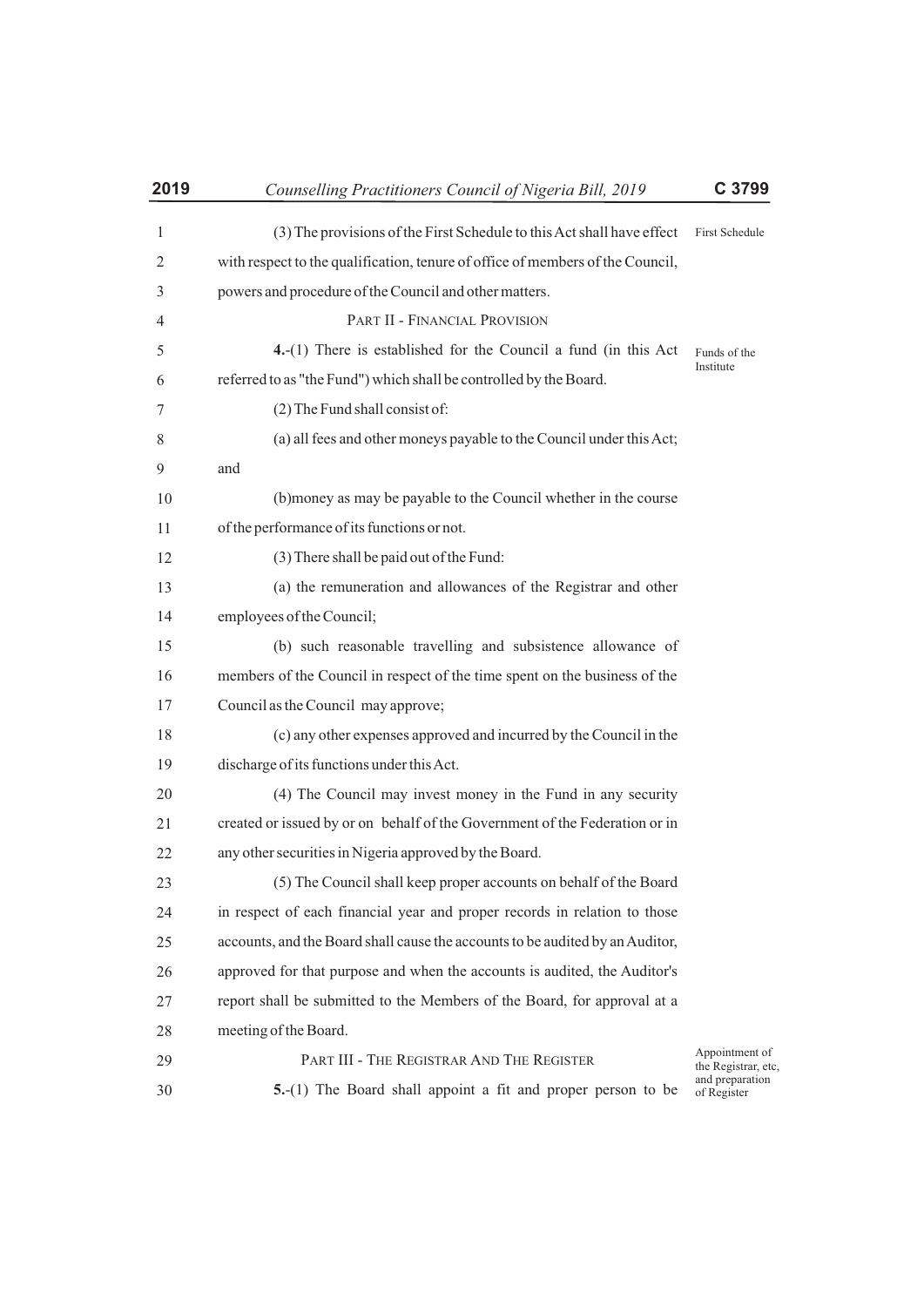(3) The provisions of the First Schedule to this Act shall have effect with respect to the qualification, tenure of office of members of the Council, powers and procedure of the Council and other matters.

First Schedule

## PART II - FINANCIAL PROVISION

Funds of the Institute

**4.**-(1) There is established for the Council a fund (in this Act referred to as "the Fund") which shall be controlled by the Board.

(2) The Fund shall consist of:

(a) all fees and other moneys payable to the Council under this Act; and

(b)money as may be payable to the Council whether in the course of the performance of its functions or not.

(3) There shall be paid out of the Fund:

(a) the remuneration and allowances of the Registrar and other employees of the Council;

(b) such reasonable travelling and subsistence allowance of members of the Council in respect of the time spent on the business of the Council as the Council may approve;

(c) any other expenses approved and incurred by the Council in the discharge of its functions under this Act.

(4) The Council may invest money in the Fund in any security created or issued by or on behalf of the Government of the Federation or in any other securities in Nigeria approved by the Board.

(5) The Council shall keep proper accounts on behalf of the Board in respect of each financial year and proper records in relation to those accounts, and the Board shall cause the accounts to be audited by an Auditor, approved for that purpose and when the accounts is audited, the Auditor's report shall be submitted to the Members of the Board, for approval at a meeting of the Board.

## PART III - THE REGISTRAR AND THE REGISTER

Appointment of the Registrar, etc, and preparation of Register

**5.**-(1) The Board shall appoint a fit and proper person to be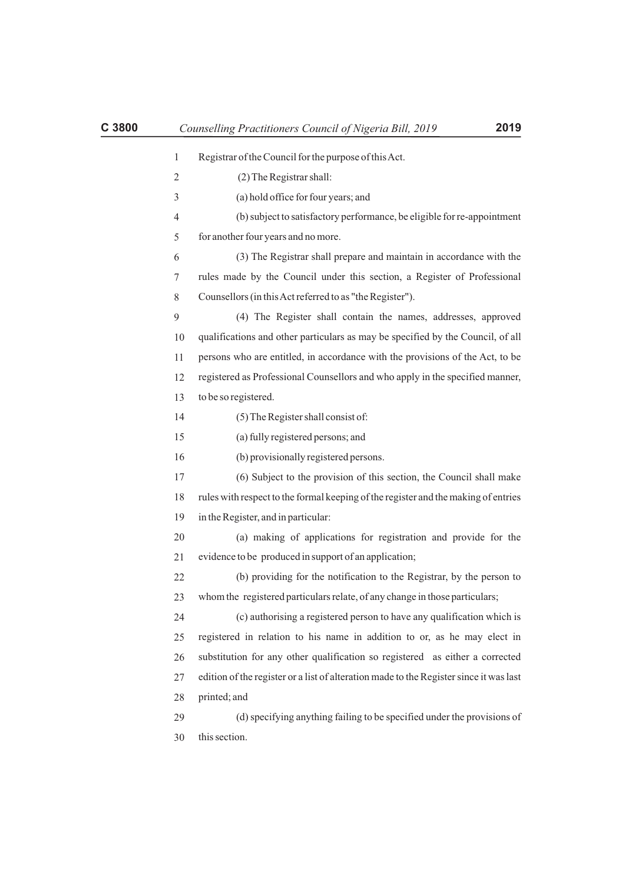Registrar of the Council for the purpose of this Act.

(2) The Registrar shall:

(a) hold office for four years; and

(b) subject to satisfactory performance, be eligible for re-appointment for another four years and no more.

(3) The Registrar shall prepare and maintain in accordance with the rules made by the Council under this section, a Register of Professional Counsellors (in this Act referred to as "the Register").

(4) The Register shall contain the names, addresses, approved qualifications and other particulars as may be specified by the Council, of all persons who are entitled, in accordance with the provisions of the Act, to be registered as Professional Counsellors and who apply in the specified manner, to be so registered.

(5) The Register shall consist of:

(a) fully registered persons; and

(b) provisionally registered persons.

(6) Subject to the provision of this section, the Council shall make rules with respect to the formal keeping of the register and the making of entries in the Register, and in particular:

(a) making of applications for registration and provide for the evidence to be produced in support of an application;

(b) providing for the notification to the Registrar, by the person to whom the registered particulars relate, of any change in those particulars;

(c) authorising a registered person to have any qualification which is registered in relation to his name in addition to or, as he may elect in substitution for any other qualification so registered as either a corrected edition of the register or a list of alteration made to the Register since it was last printed; and

(d) specifying anything failing to be specified under the provisions of this section.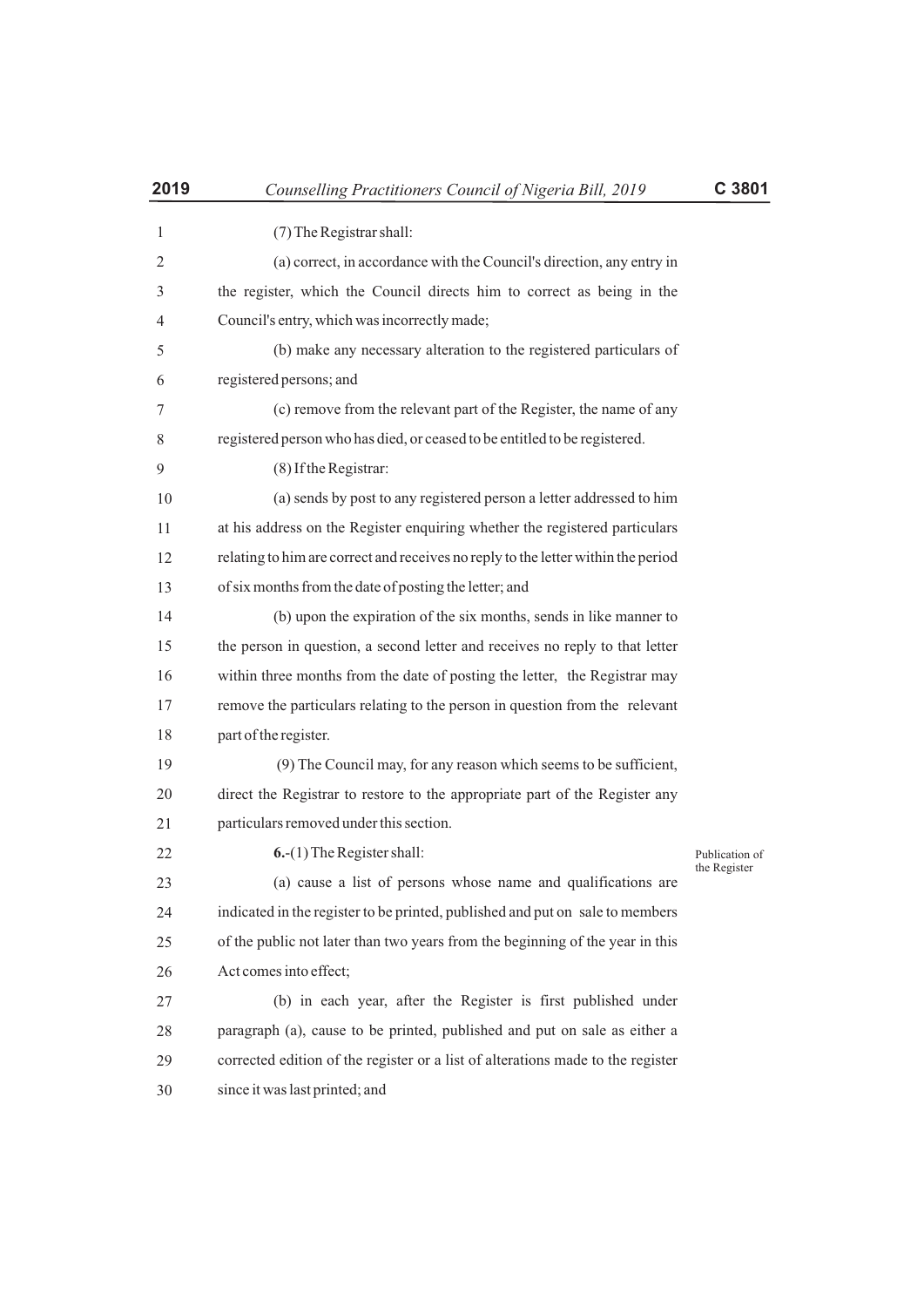(7) The Registrar shall:

(a) correct, in accordance with the Council's direction, any entry in the register, which the Council directs him to correct as being in the Council's entry, which was incorrectly made;

(b) make any necessary alteration to the registered particulars of registered persons; and

(c) remove from the relevant part of the Register, the name of any registered person who has died, or ceased to be entitled to be registered.

(8) If the Registrar:

(a) sends by post to any registered person a letter addressed to him at his address on the Register enquiring whether the registered particulars relating to him are correct and receives no reply to the letter within the period of six months from the date of posting the letter; and

(b) upon the expiration of the six months, sends in like manner to the person in question, a second letter and receives no reply to that letter within three months from the date of posting the letter, the Registrar may remove the particulars relating to the person in question from the relevant part of the register.

(9) The Council may, for any reason which seems to be sufficient, direct the Registrar to restore to the appropriate part of the Register any particulars removed under this section.

*Publication of the Register*

**6.**-(1) The Register shall:

(a) cause a list of persons whose name and qualifications are indicated in the register to be printed, published and put on sale to members of the public not later than two years from the beginning of the year in this Act comes into effect;

(b) in each year, after the Register is first published under paragraph (a), cause to be printed, published and put on sale as either a corrected edition of the register or a list of alterations made to the register since it was last printed; and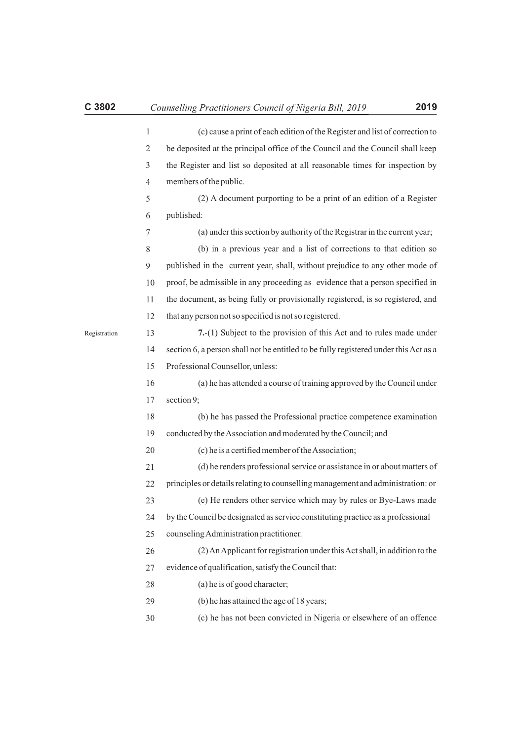(c) cause a print of each edition of the Register and list of correction to be deposited at the principal office of the Council and the Council shall keep the Register and list so deposited at all reasonable times for inspection by members of the public.

(2) A document purporting to be a print of an edition of a Register published:

(a) under this section by authority of the Registrar in the current year;

(b) in a previous year and a list of corrections to that edition so published in the current year, shall, without prejudice to any other mode of proof, be admissible in any proceeding as evidence that a person specified in the document, as being fully or provisionally registered, is so registered, and that any person not so specified is not so registered.

Registration

**7.**-(1) Subject to the provision of this Act and to rules made under section 6, a person shall not be entitled to be fully registered under this Act as a Professional Counsellor, unless:

(a) he has attended a course of training approved by the Council under section 9;

(b) he has passed the Professional practice competence examination conducted by the Association and moderated by the Council; and

(c) he is a certified member of the Association;

(d) he renders professional service or assistance in or about matters of principles or details relating to counselling management and administration: or

(e) He renders other service which may by rules or Bye-Laws made by the Council be designated as service constituting practice as a professional counseling Administration practitioner.

(2) An Applicant for registration under this Act shall, in addition to the evidence of qualification, satisfy the Council that:

(a) he is of good character;

(b) he has attained the age of 18 years;

(c) he has not been convicted in Nigeria or elsewhere of an offence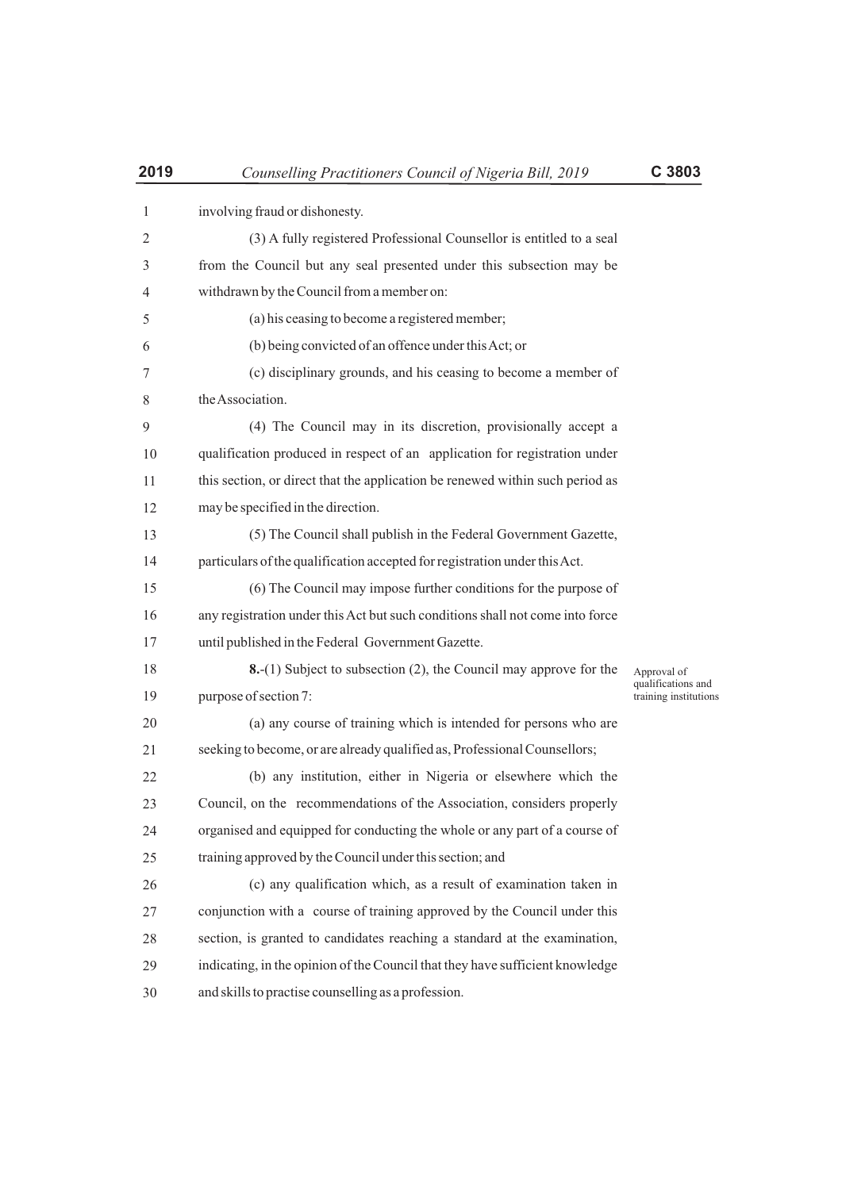involving fraud or dishonesty.

(3) A fully registered Professional Counsellor is entitled to a seal from the Council but any seal presented under this subsection may be withdrawn by the Council from a member on:

(a) his ceasing to become a registered member;

(b) being convicted of an offence under this Act; or

(c) disciplinary grounds, and his ceasing to become a member of the Association.

(4) The Council may in its discretion, provisionally accept a qualification produced in respect of an application for registration under this section, or direct that the application be renewed within such period as may be specified in the direction.

(5) The Council shall publish in the Federal Government Gazette, particulars of the qualification accepted for registration under this Act.

(6) The Council may impose further conditions for the purpose of any registration under this Act but such conditions shall not come into force until published in the Federal Government Gazette.

*Approval of qualifications and training institutions*

**8.**-(1) Subject to subsection (2), the Council may approve for the purpose of section 7:

(a) any course of training which is intended for persons who are seeking to become, or are already qualified as, Professional Counsellors;

(b) any institution, either in Nigeria or elsewhere which the Council, on the recommendations of the Association, considers properly organised and equipped for conducting the whole or any part of a course of training approved by the Council under this section; and

(c) any qualification which, as a result of examination taken in conjunction with a course of training approved by the Council under this section, is granted to candidates reaching a standard at the examination, indicating, in the opinion of the Council that they have sufficient knowledge and skills to practise counselling as a profession.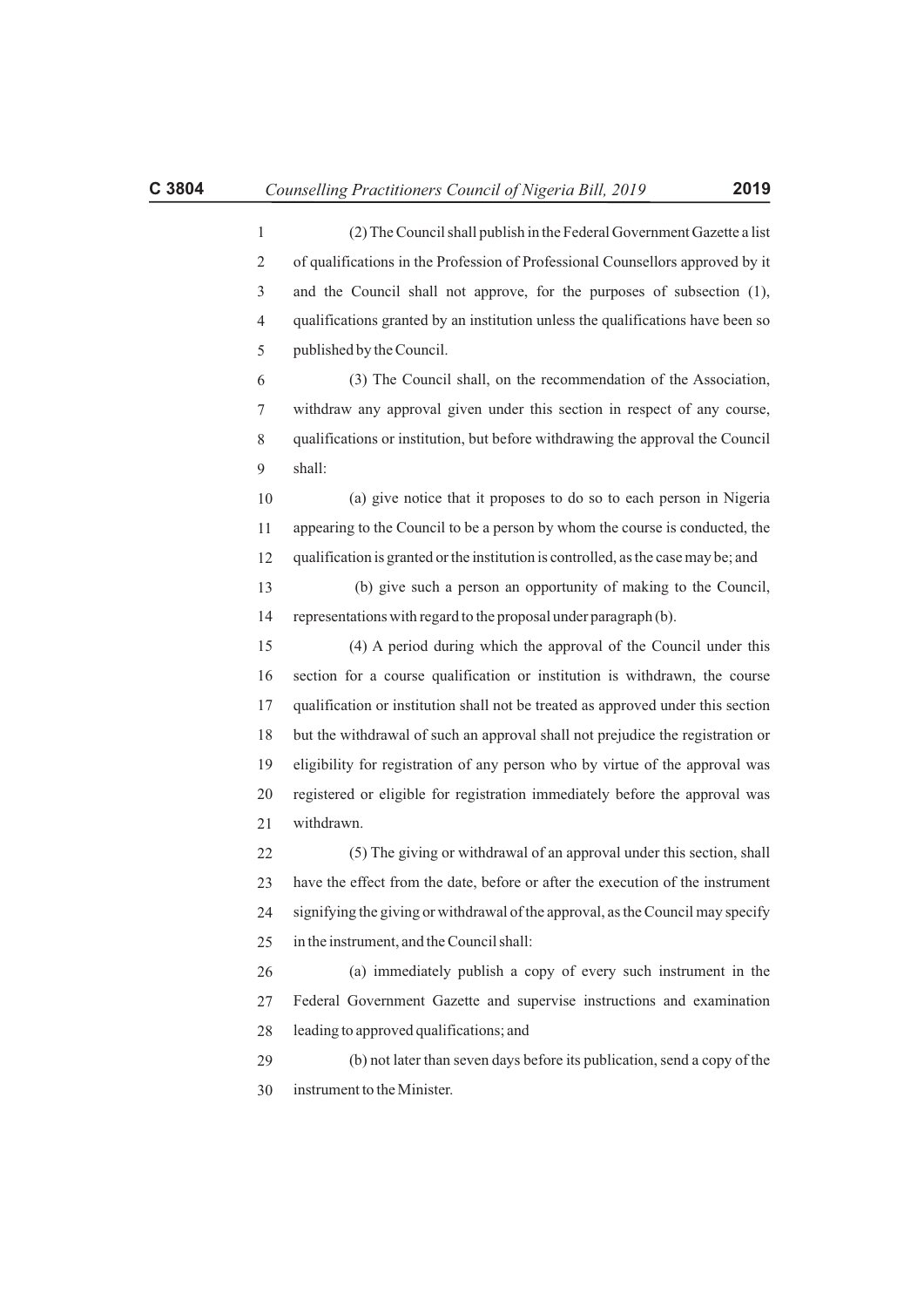(2) The Council shall publish in the Federal Government Gazette a list of qualifications in the Profession of Professional Counsellors approved by it and the Council shall not approve, for the purposes of subsection (1), qualifications granted by an institution unless the qualifications have been so published by the Council.

(3) The Council shall, on the recommendation of the Association, withdraw any approval given under this section in respect of any course, qualifications or institution, but before withdrawing the approval the Council shall:

(a) give notice that it proposes to do so to each person in Nigeria appearing to the Council to be a person by whom the course is conducted, the qualification is granted or the institution is controlled, as the case may be; and

(b) give such a person an opportunity of making to the Council, representations with regard to the proposal under paragraph (b).

(4) A period during which the approval of the Council under this section for a course qualification or institution is withdrawn, the course qualification or institution shall not be treated as approved under this section but the withdrawal of such an approval shall not prejudice the registration or eligibility for registration of any person who by virtue of the approval was registered or eligible for registration immediately before the approval was withdrawn.

(5) The giving or withdrawal of an approval under this section, shall have the effect from the date, before or after the execution of the instrument signifying the giving or withdrawal of the approval, as the Council may specify in the instrument, and the Council shall:

(a) immediately publish a copy of every such instrument in the Federal Government Gazette and supervise instructions and examination leading to approved qualifications; and

(b) not later than seven days before its publication, send a copy of the instrument to the Minister.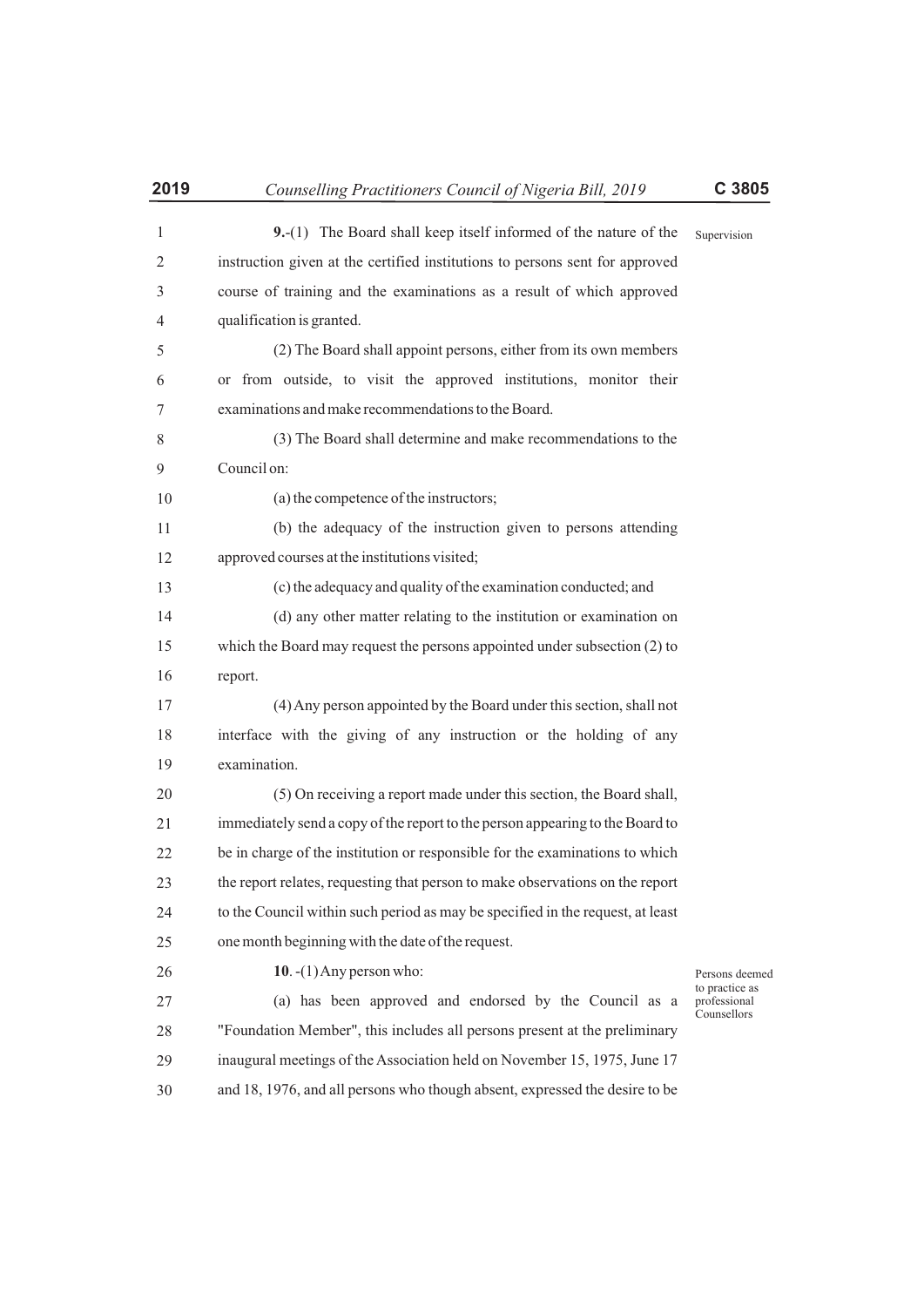Supervision

**9.**-(1) The Board shall keep itself informed of the nature of the instruction given at the certified institutions to persons sent for approved course of training and the examinations as a result of which approved qualification is granted.

(2) The Board shall appoint persons, either from its own members or from outside, to visit the approved institutions, monitor their examinations and make recommendations to the Board.

(3) The Board shall determine and make recommendations to the Council on:

(a) the competence of the instructors;

(b) the adequacy of the instruction given to persons attending approved courses at the institutions visited;

(c) the adequacy and quality of the examination conducted; and

(d) any other matter relating to the institution or examination on which the Board may request the persons appointed under subsection (2) to report.

(4) Any person appointed by the Board under this section, shall not interface with the giving of any instruction or the holding of any examination.

(5) On receiving a report made under this section, the Board shall, immediately send a copy of the report to the person appearing to the Board to be in charge of the institution or responsible for the examinations to which the report relates, requesting that person to make observations on the report to the Council within such period as may be specified in the request, at least one month beginning with the date of the request.

Persons deemed to practice as professional Counsellors

**10**. -(1) Any person who:

(a) has been approved and endorsed by the Council as a "Foundation Member", this includes all persons present at the preliminary inaugural meetings of the Association held on November 15, 1975, June 17 and 18, 1976, and all persons who though absent, expressed the desire to be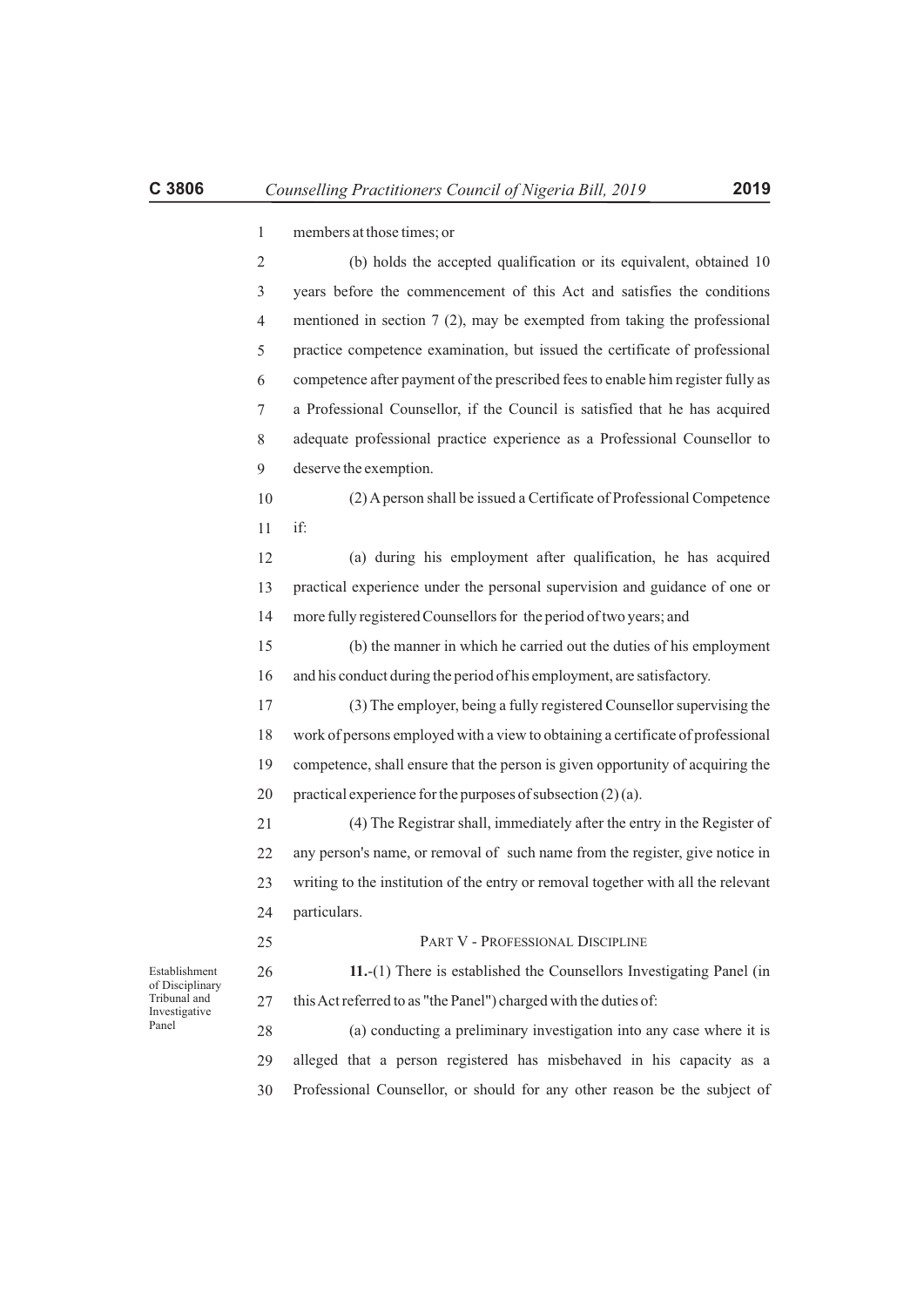members at those times; or

(b) holds the accepted qualification or its equivalent, obtained 10 years before the commencement of this Act and satisfies the conditions mentioned in section 7 (2), may be exempted from taking the professional practice competence examination, but issued the certificate of professional competence after payment of the prescribed fees to enable him register fully as a Professional Counsellor, if the Council is satisfied that he has acquired adequate professional practice experience as a Professional Counsellor to deserve the exemption.

(2) A person shall be issued a Certificate of Professional Competence if:

(a) during his employment after qualification, he has acquired practical experience under the personal supervision and guidance of one or more fully registered Counsellors for the period of two years; and

(b) the manner in which he carried out the duties of his employment and his conduct during the period of his employment, are satisfactory.

(3) The employer, being a fully registered Counsellor supervising the work of persons employed with a view to obtaining a certificate of professional competence, shall ensure that the person is given opportunity of acquiring the practical experience for the purposes of subsection (2) (a).

(4) The Registrar shall, immediately after the entry in the Register of any person's name, or removal of such name from the register, give notice in writing to the institution of the entry or removal together with all the relevant particulars.

## PART V - PROFESSIONAL DISCIPLINE

*Establishment of Disciplinary Tribunal and Investigative Panel*

**11.**-(1) There is established the Counsellors Investigating Panel (in this Act referred to as "the Panel") charged with the duties of:

(a) conducting a preliminary investigation into any case where it is alleged that a person registered has misbehaved in his capacity as a Professional Counsellor, or should for any other reason be the subject of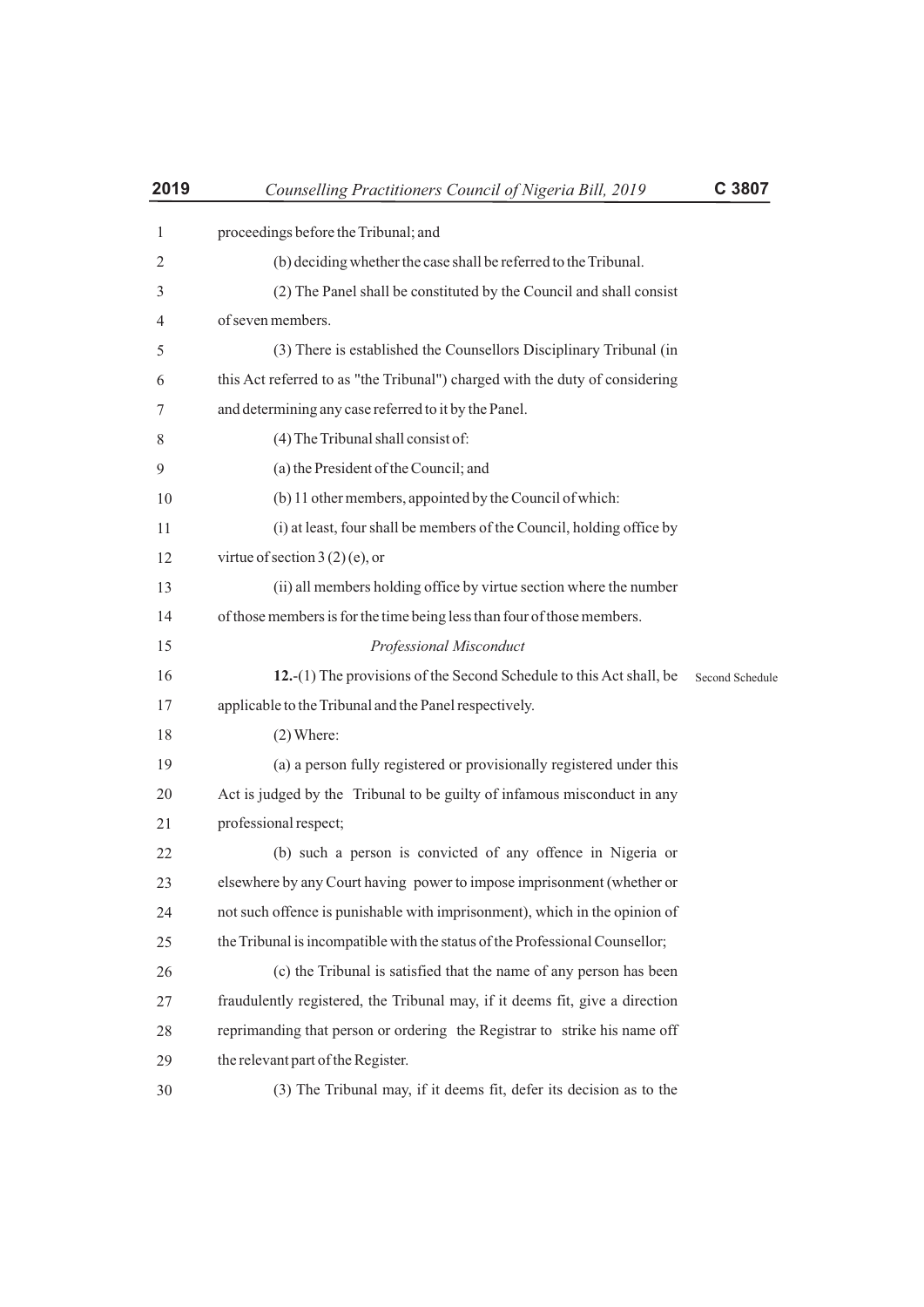proceedings before the Tribunal; and

(b) deciding whether the case shall be referred to the Tribunal.

(2) The Panel shall be constituted by the Council and shall consist of seven members.

(3) There is established the Counsellors Disciplinary Tribunal (in this Act referred to as "the Tribunal") charged with the duty of considering and determining any case referred to it by the Panel.

(4) The Tribunal shall consist of:

(a) the President of the Council; and

(b) 11 other members, appointed by the Council of which:

(i) at least, four shall be members of the Council, holding office by virtue of section 3 (2) (e), or

(ii) all members holding office by virtue section where the number of those members is for the time being less than four of those members.

*Professional Misconduct*

**12.**-(1) The provisions of the Second Schedule to this Act shall, be applicable to the Tribunal and the Panel respectively. Second Schedule

(2) Where:

(a) a person fully registered or provisionally registered under this Act is judged by the Tribunal to be guilty of infamous misconduct in any professional respect;

(b) such a person is convicted of any offence in Nigeria or elsewhere by any Court having power to impose imprisonment (whether or not such offence is punishable with imprisonment), which in the opinion of the Tribunal is incompatible with the status of the Professional Counsellor;

(c) the Tribunal is satisfied that the name of any person has been fraudulently registered, the Tribunal may, if it deems fit, give a direction reprimanding that person or ordering the Registrar to strike his name off the relevant part of the Register.

(3) The Tribunal may, if it deems fit, defer its decision as to the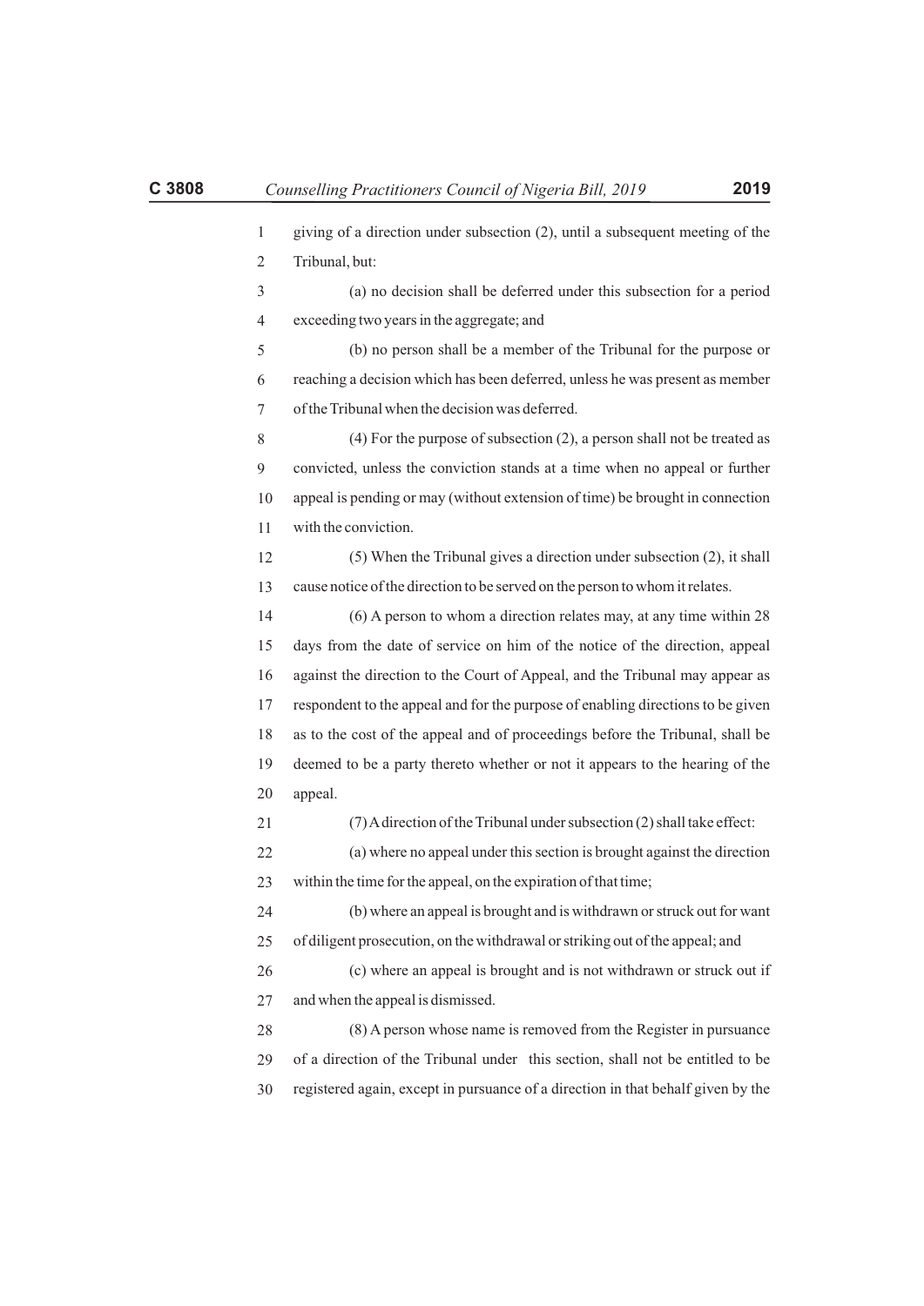giving of a direction under subsection (2), until a subsequent meeting of the Tribunal, but:

(a) no decision shall be deferred under this subsection for a period exceeding two years in the aggregate; and

(b) no person shall be a member of the Tribunal for the purpose or reaching a decision which has been deferred, unless he was present as member of the Tribunal when the decision was deferred.

(4) For the purpose of subsection (2), a person shall not be treated as convicted, unless the conviction stands at a time when no appeal or further appeal is pending or may (without extension of time) be brought in connection with the conviction.

(5) When the Tribunal gives a direction under subsection (2), it shall cause notice of the direction to be served on the person to whom it relates.

(6) A person to whom a direction relates may, at any time within 28 days from the date of service on him of the notice of the direction, appeal against the direction to the Court of Appeal, and the Tribunal may appear as respondent to the appeal and for the purpose of enabling directions to be given as to the cost of the appeal and of proceedings before the Tribunal, shall be deemed to be a party thereto whether or not it appears to the hearing of the appeal.

(7) A direction of the Tribunal under subsection (2) shall take effect:

(a) where no appeal under this section is brought against the direction within the time for the appeal, on the expiration of that time;

(b) where an appeal is brought and is withdrawn or struck out for want of diligent prosecution, on the withdrawal or striking out of the appeal; and

(c) where an appeal is brought and is not withdrawn or struck out if and when the appeal is dismissed.

(8) A person whose name is removed from the Register in pursuance of a direction of the Tribunal under this section, shall not be entitled to be registered again, except in pursuance of a direction in that behalf given by the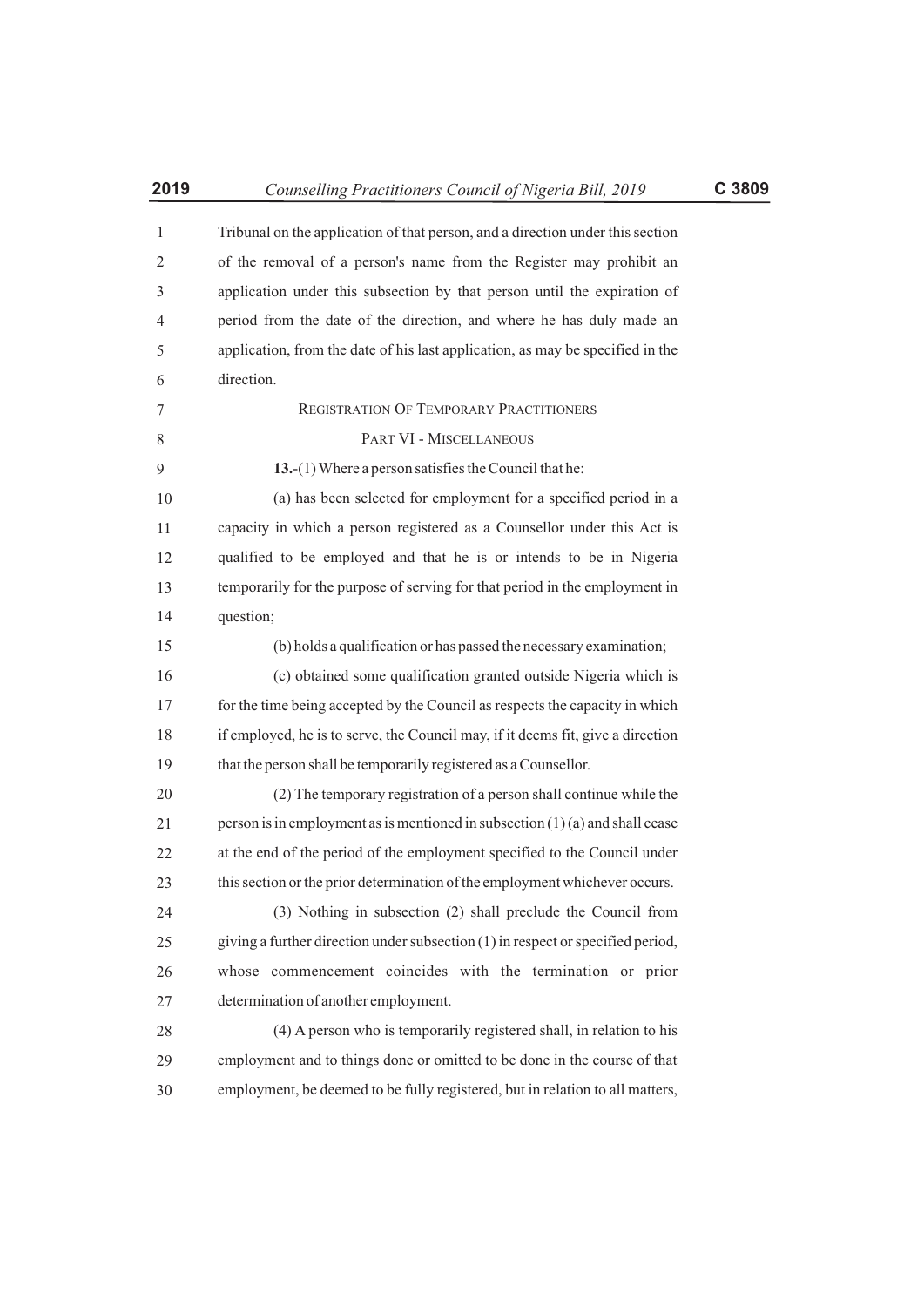Tribunal on the application of that person, and a direction under this section of the removal of a person's name from the Register may prohibit an application under this subsection by that person until the expiration of period from the date of the direction, and where he has duly made an application, from the date of his last application, as may be specified in the direction.

REGISTRATION OF TEMPORARY PRACTITIONERS

## PART VI - MISCELLANEOUS

**13.**-(1) Where a person satisfies the Council that he:

(a) has been selected for employment for a specified period in a capacity in which a person registered as a Counsellor under this Act is qualified to be employed and that he is or intends to be in Nigeria temporarily for the purpose of serving for that period in the employment in question;

(b) holds a qualification or has passed the necessary examination;

(c) obtained some qualification granted outside Nigeria which is for the time being accepted by the Council as respects the capacity in which if employed, he is to serve, the Council may, if it deems fit, give a direction that the person shall be temporarily registered as a Counsellor.

(2) The temporary registration of a person shall continue while the person is in employment as is mentioned in subsection (1) (a) and shall cease at the end of the period of the employment specified to the Council under this section or the prior determination of the employment whichever occurs.

(3) Nothing in subsection (2) shall preclude the Council from giving a further direction under subsection (1) in respect or specified period, whose commencement coincides with the termination or prior determination of another employment.

(4) A person who is temporarily registered shall, in relation to his employment and to things done or omitted to be done in the course of that employment, be deemed to be fully registered, but in relation to all matters,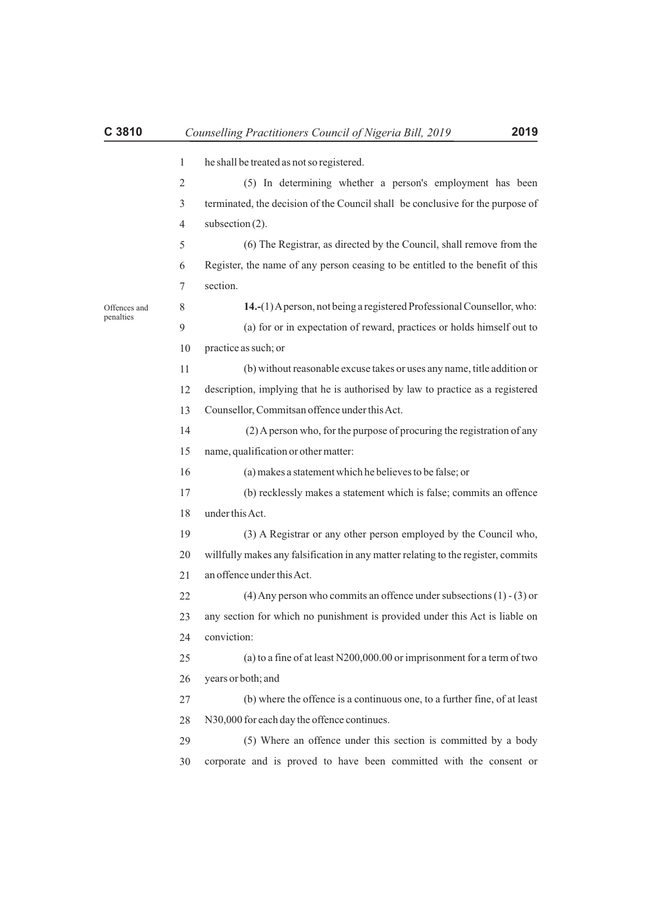he shall be treated as not so registered.

(5) In determining whether a person's employment has been terminated, the decision of the Council shall be conclusive for the purpose of subsection (2).

(6) The Registrar, as directed by the Council, shall remove from the Register, the name of any person ceasing to be entitled to the benefit of this section.

Offences and penalties

**14.-**(1) A person, not being a registered Professional Counsellor, who:

(a) for or in expectation of reward, practices or holds himself out to practice as such; or

(b) without reasonable excuse takes or uses any name, title addition or description, implying that he is authorised by law to practice as a registered Counsellor, Commitsan offence under this Act.

(2) A person who, for the purpose of procuring the registration of any name, qualification or other matter:

(a) makes a statement which he believes to be false; or

(b) recklessly makes a statement which is false; commits an offence under this Act.

(3) A Registrar or any other person employed by the Council who, willfully makes any falsification in any matter relating to the register, commits an offence under this Act.

(4) Any person who commits an offence under subsections (1) - (3) or any section for which no punishment is provided under this Act is liable on conviction:

(a) to a fine of at least N200,000.00 or imprisonment for a term of two years or both; and

(b) where the offence is a continuous one, to a further fine, of at least N30,000 for each day the offence continues.

(5) Where an offence under this section is committed by a body corporate and is proved to have been committed with the consent or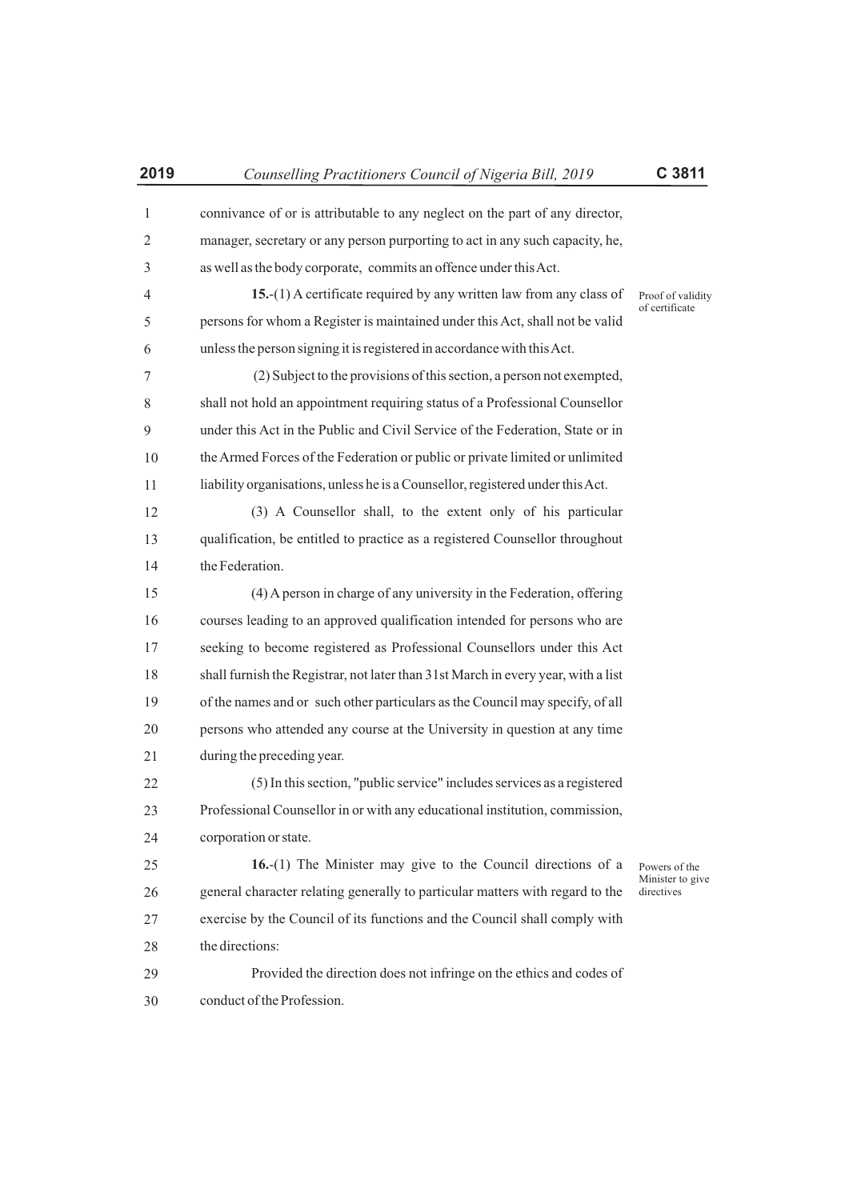connivance of or is attributable to any neglect on the part of any director, manager, secretary or any person purporting to act in any such capacity, he, as well as the body corporate, commits an offence under this Act.

*Proof of validity of certificate*

**15.**-(1) A certificate required by any written law from any class of persons for whom a Register is maintained under this Act, shall not be valid unless the person signing it is registered in accordance with this Act.

(2) Subject to the provisions of this section, a person not exempted, shall not hold an appointment requiring status of a Professional Counsellor under this Act in the Public and Civil Service of the Federation, State or in the Armed Forces of the Federation or public or private limited or unlimited liability organisations, unless he is a Counsellor, registered under this Act.

(3) A Counsellor shall, to the extent only of his particular qualification, be entitled to practice as a registered Counsellor throughout the Federation.

(4) A person in charge of any university in the Federation, offering courses leading to an approved qualification intended for persons who are seeking to become registered as Professional Counsellors under this Act shall furnish the Registrar, not later than 31st March in every year, with a list of the names and or such other particulars as the Council may specify, of all persons who attended any course at the University in question at any time during the preceding year.

(5) In this section, "public service" includes services as a registered Professional Counsellor in or with any educational institution, commission, corporation or state.

*Powers of the Minister to give directives*

**16.**-(1) The Minister may give to the Council directions of a general character relating generally to particular matters with regard to the exercise by the Council of its functions and the Council shall comply with the directions:

Provided the direction does not infringe on the ethics and codes of conduct of the Profession.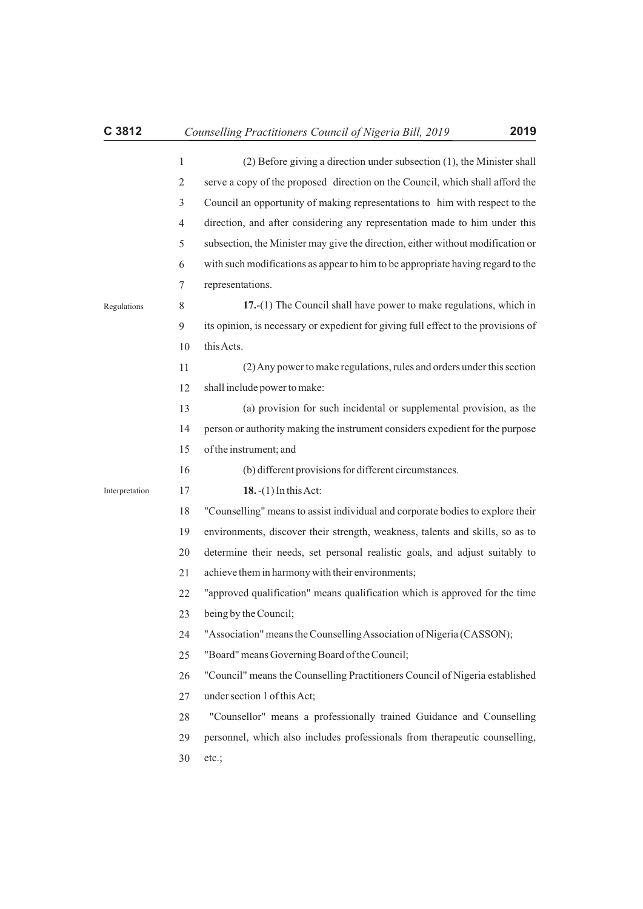(2) Before giving a direction under subsection (1), the Minister shall serve a copy of the proposed direction on the Council, which shall afford the Council an opportunity of making representations to him with respect to the direction, and after considering any representation made to him under this subsection, the Minister may give the direction, either without modification or with such modifications as appear to him to be appropriate having regard to the representations.

Regulations

**17.**-(1) The Council shall have power to make regulations, which in its opinion, is necessary or expedient for giving full effect to the provisions of this Acts.

(2) Any power to make regulations, rules and orders under this section shall include power to make:

(a) provision for such incidental or supplemental provision, as the person or authority making the instrument considers expedient for the purpose of the instrument; and

(b) different provisions for different circumstances.

Interpretation

**18.** -(1) In this Act:

"Counselling" means to assist individual and corporate bodies to explore their environments, discover their strength, weakness, talents and skills, so as to determine their needs, set personal realistic goals, and adjust suitably to achieve them in harmony with their environments;

"approved qualification" means qualification which is approved for the time being by the Council;

"Association" means the Counselling Association of Nigeria (CASSON);

"Board" means Governing Board of the Council;

"Council" means the Counselling Practitioners Council of Nigeria established under section 1 of this Act;

"Counsellor" means a professionally trained Guidance and Counselling personnel, which also includes professionals from therapeutic counselling, etc.;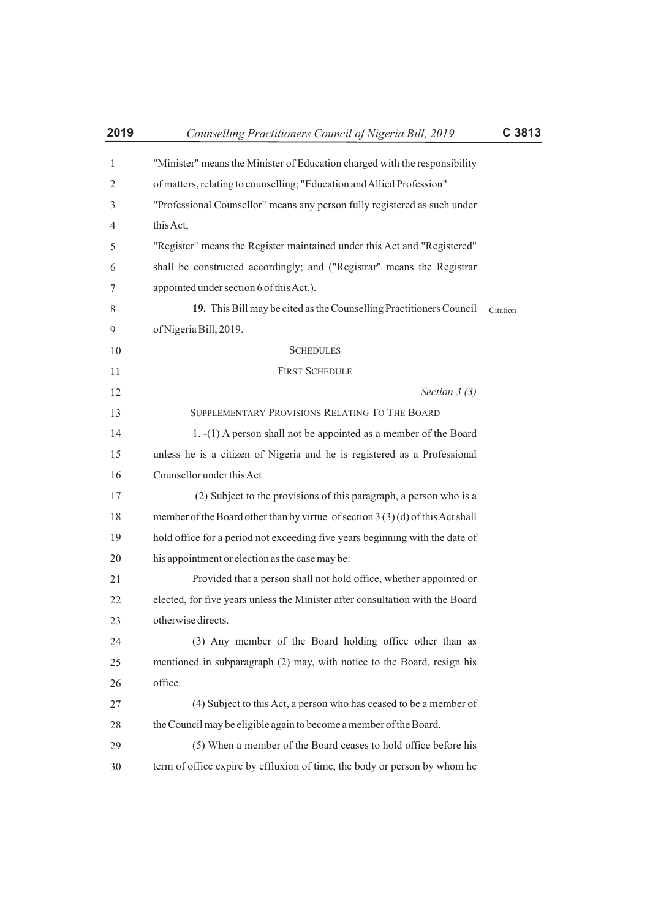"Minister" means the Minister of Education charged with the responsibility of matters, relating to counselling; "Education and Allied Profession"

"Professional Counsellor" means any person fully registered as such under this Act;

"Register" means the Register maintained under this Act and "Registered" shall be constructed accordingly; and ("Registrar" means the Registrar appointed under section 6 of this Act.).

**19.** This Bill may be cited as the Counselling Practitioners Council of Nigeria Bill, 2019. Citation

## SCHEDULES

### FIRST SCHEDULE

*Section 3 (3)*

#### SUPPLEMENTARY PROVISIONS RELATING TO THE BOARD

1. -(1) A person shall not be appointed as a member of the Board unless he is a citizen of Nigeria and he is registered as a Professional Counsellor under this Act.

(2) Subject to the provisions of this paragraph, a person who is a member of the Board other than by virtue of section 3 (3) (d) of this Act shall hold office for a period not exceeding five years beginning with the date of his appointment or election as the case may be:

Provided that a person shall not hold office, whether appointed or elected, for five years unless the Minister after consultation with the Board otherwise directs.

(3) Any member of the Board holding office other than as mentioned in subparagraph (2) may, with notice to the Board, resign his office.

(4) Subject to this Act, a person who has ceased to be a member of the Council may be eligible again to become a member of the Board.

(5) When a member of the Board ceases to hold office before his term of office expire by effluxion of time, the body or person by whom he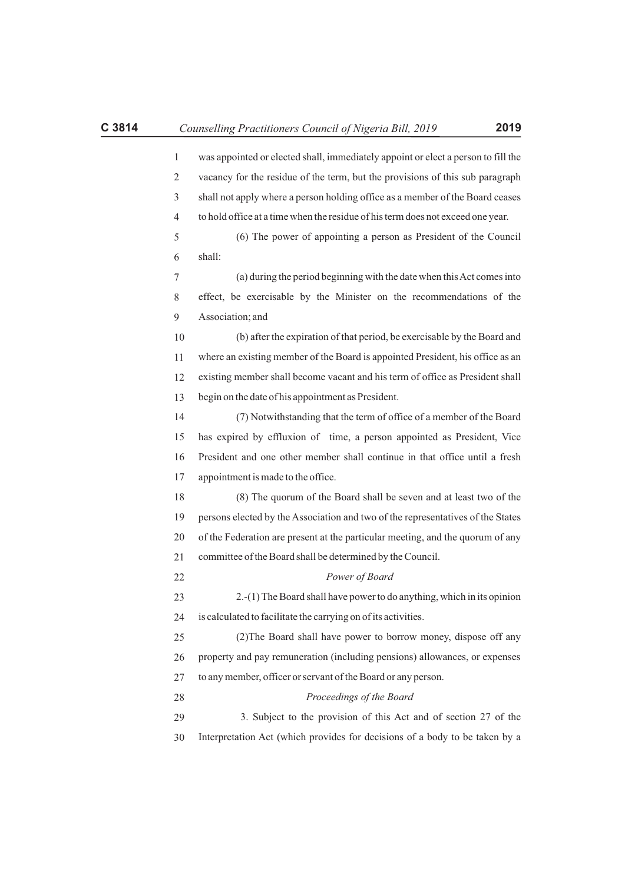was appointed or elected shall, immediately appoint or elect a person to fill the vacancy for the residue of the term, but the provisions of this sub paragraph shall not apply where a person holding office as a member of the Board ceases to hold office at a time when the residue of his term does not exceed one year.

(6) The power of appointing a person as President of the Council shall:

(a) during the period beginning with the date when this Act comes into effect, be exercisable by the Minister on the recommendations of the Association; and

(b) after the expiration of that period, be exercisable by the Board and where an existing member of the Board is appointed President, his office as an existing member shall become vacant and his term of office as President shall begin on the date of his appointment as President.

(7) Notwithstanding that the term of office of a member of the Board has expired by effluxion of time, a person appointed as President, Vice President and one other member shall continue in that office until a fresh appointment is made to the office.

(8) The quorum of the Board shall be seven and at least two of the persons elected by the Association and two of the representatives of the States of the Federation are present at the particular meeting, and the quorum of any committee of the Board shall be determined by the Council.

*Power of Board*

2.-(1) The Board shall have power to do anything, which in its opinion is calculated to facilitate the carrying on of its activities.

(2)The Board shall have power to borrow money, dispose off any property and pay remuneration (including pensions) allowances, or expenses to any member, officer or servant of the Board or any person.

*Proceedings of the Board*

3. Subject to the provision of this Act and of section 27 of the Interpretation Act (which provides for decisions of a body to be taken by a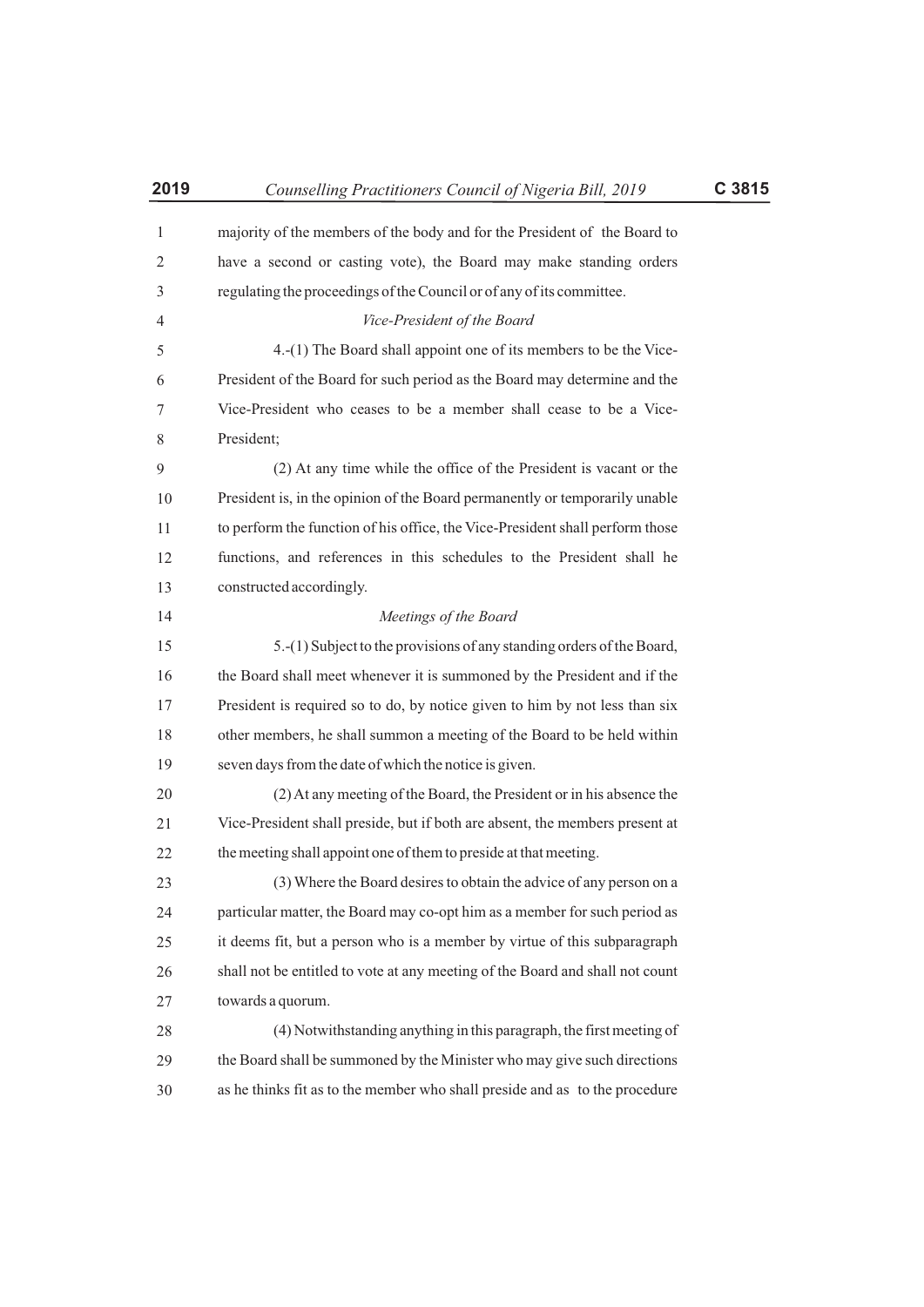majority of the members of the body and for the President of the Board to have a second or casting vote), the Board may make standing orders regulating the proceedings of the Council or of any of its committee.

*Vice-President of the Board*

4.-(1) The Board shall appoint one of its members to be the Vice-President of the Board for such period as the Board may determine and the Vice-President who ceases to be a member shall cease to be a Vice-President;

(2) At any time while the office of the President is vacant or the President is, in the opinion of the Board permanently or temporarily unable to perform the function of his office, the Vice-President shall perform those functions, and references in this schedules to the President shall he constructed accordingly.

*Meetings of the Board*

5.-(1) Subject to the provisions of any standing orders of the Board, the Board shall meet whenever it is summoned by the President and if the President is required so to do, by notice given to him by not less than six other members, he shall summon a meeting of the Board to be held within seven days from the date of which the notice is given.

(2) At any meeting of the Board, the President or in his absence the Vice-President shall preside, but if both are absent, the members present at the meeting shall appoint one of them to preside at that meeting.

(3) Where the Board desires to obtain the advice of any person on a particular matter, the Board may co-opt him as a member for such period as it deems fit, but a person who is a member by virtue of this subparagraph shall not be entitled to vote at any meeting of the Board and shall not count towards a quorum.

(4) Notwithstanding anything in this paragraph, the first meeting of the Board shall be summoned by the Minister who may give such directions as he thinks fit as to the member who shall preside and as to the procedure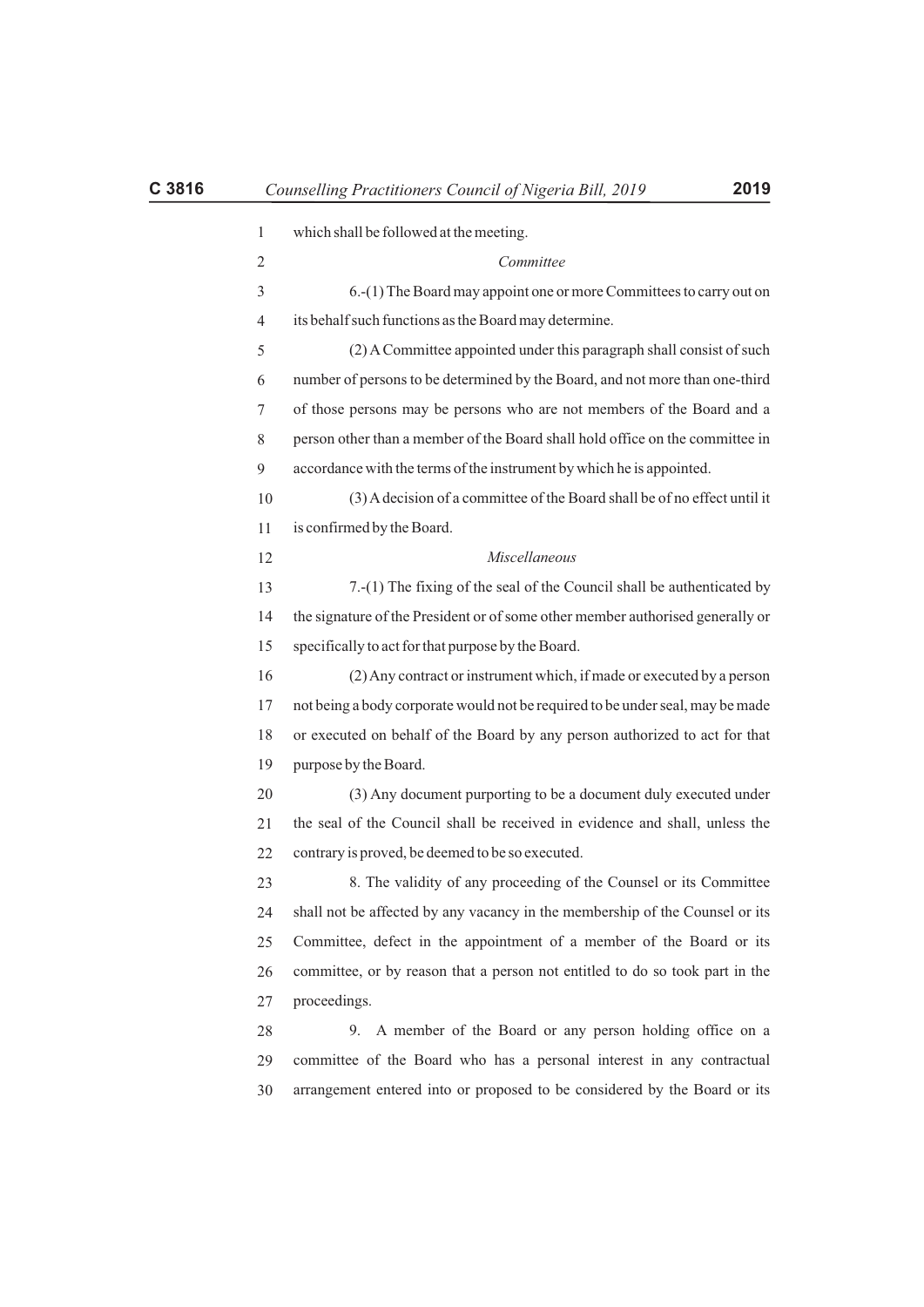which shall be followed at the meeting.

*Committee*

6.-(1) The Board may appoint one or more Committees to carry out on its behalf such functions as the Board may determine.

(2) A Committee appointed under this paragraph shall consist of such number of persons to be determined by the Board, and not more than one-third of those persons may be persons who are not members of the Board and a person other than a member of the Board shall hold office on the committee in accordance with the terms of the instrument by which he is appointed.

(3) A decision of a committee of the Board shall be of no effect until it is confirmed by the Board.

*Miscellaneous*

7.-(1) The fixing of the seal of the Council shall be authenticated by the signature of the President or of some other member authorised generally or specifically to act for that purpose by the Board.

(2) Any contract or instrument which, if made or executed by a person not being a body corporate would not be required to be under seal, may be made or executed on behalf of the Board by any person authorized to act for that purpose by the Board.

(3) Any document purporting to be a document duly executed under the seal of the Council shall be received in evidence and shall, unless the contrary is proved, be deemed to be so executed.

8. The validity of any proceeding of the Counsel or its Committee shall not be affected by any vacancy in the membership of the Counsel or its Committee, defect in the appointment of a member of the Board or its committee, or by reason that a person not entitled to do so took part in the proceedings.

9. A member of the Board or any person holding office on a committee of the Board who has a personal interest in any contractual arrangement entered into or proposed to be considered by the Board or its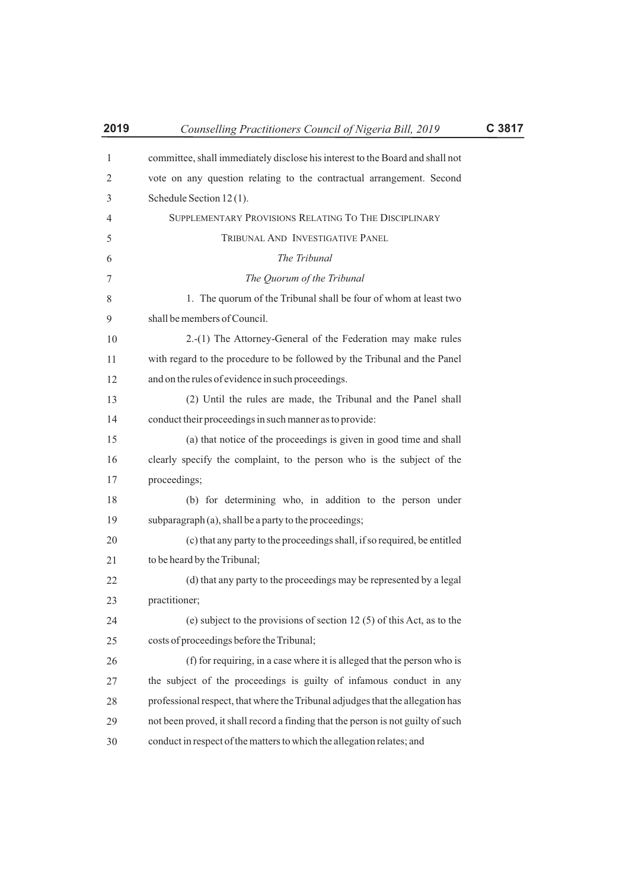committee, shall immediately disclose his interest to the Board and shall not vote on any question relating to the contractual arrangement. Second Schedule Section 12 (1).

## SUPPLEMENTARY PROVISIONS RELATING TO THE DISCIPLINARY TRIBUNAL AND INVESTIGATIVE PANEL

*The Tribunal*

*The Quorum of the Tribunal*

1. The quorum of the Tribunal shall be four of whom at least two shall be members of Council.

2.-(1) The Attorney-General of the Federation may make rules with regard to the procedure to be followed by the Tribunal and the Panel and on the rules of evidence in such proceedings.

(2) Until the rules are made, the Tribunal and the Panel shall conduct their proceedings in such manner as to provide:

(a) that notice of the proceedings is given in good time and shall clearly specify the complaint, to the person who is the subject of the proceedings;

(b) for determining who, in addition to the person under subparagraph (a), shall be a party to the proceedings;

(c) that any party to the proceedings shall, if so required, be entitled to be heard by the Tribunal;

(d) that any party to the proceedings may be represented by a legal practitioner;

(e) subject to the provisions of section 12 (5) of this Act, as to the costs of proceedings before the Tribunal;

(f) for requiring, in a case where it is alleged that the person who is the subject of the proceedings is guilty of infamous conduct in any professional respect, that where the Tribunal adjudges that the allegation has not been proved, it shall record a finding that the person is not guilty of such conduct in respect of the matters to which the allegation relates; and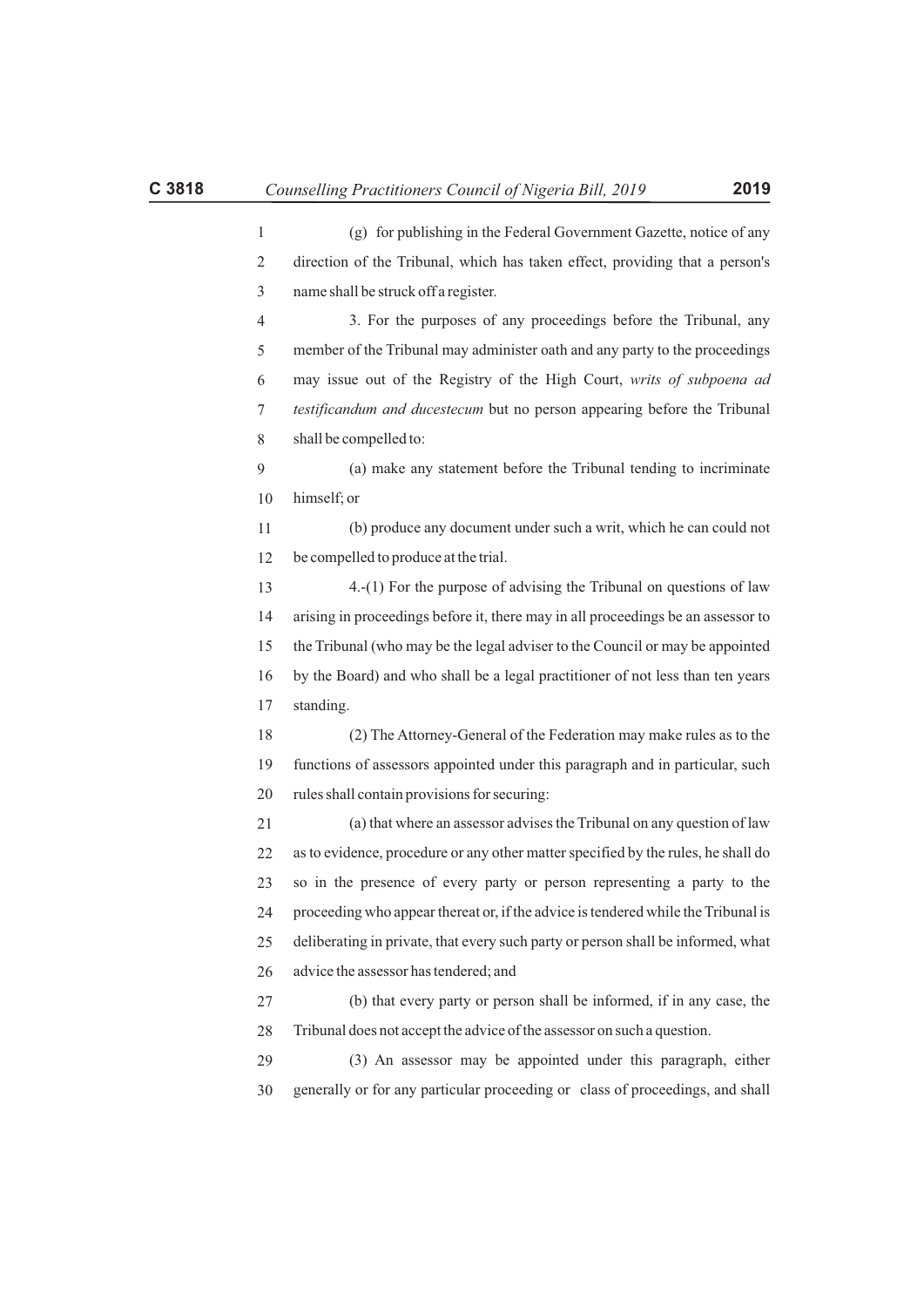(g) for publishing in the Federal Government Gazette, notice of any direction of the Tribunal, which has taken effect, providing that a person's name shall be struck off a register.

3. For the purposes of any proceedings before the Tribunal, any member of the Tribunal may administer oath and any party to the proceedings may issue out of the Registry of the High Court, *writs of subpoena ad testificandum and ducestecum* but no person appearing before the Tribunal shall be compelled to:

(a) make any statement before the Tribunal tending to incriminate himself; or

(b) produce any document under such a writ, which he can could not be compelled to produce at the trial.

4.-(1) For the purpose of advising the Tribunal on questions of law arising in proceedings before it, there may in all proceedings be an assessor to the Tribunal (who may be the legal adviser to the Council or may be appointed by the Board) and who shall be a legal practitioner of not less than ten years standing.

(2) The Attorney-General of the Federation may make rules as to the functions of assessors appointed under this paragraph and in particular, such rules shall contain provisions for securing:

(a) that where an assessor advises the Tribunal on any question of law as to evidence, procedure or any other matter specified by the rules, he shall do so in the presence of every party or person representing a party to the proceeding who appear thereat or, if the advice is tendered while the Tribunal is deliberating in private, that every such party or person shall be informed, what advice the assessor has tendered; and

(b) that every party or person shall be informed, if in any case, the Tribunal does not accept the advice of the assessor on such a question.

(3) An assessor may be appointed under this paragraph, either generally or for any particular proceeding or class of proceedings, and shall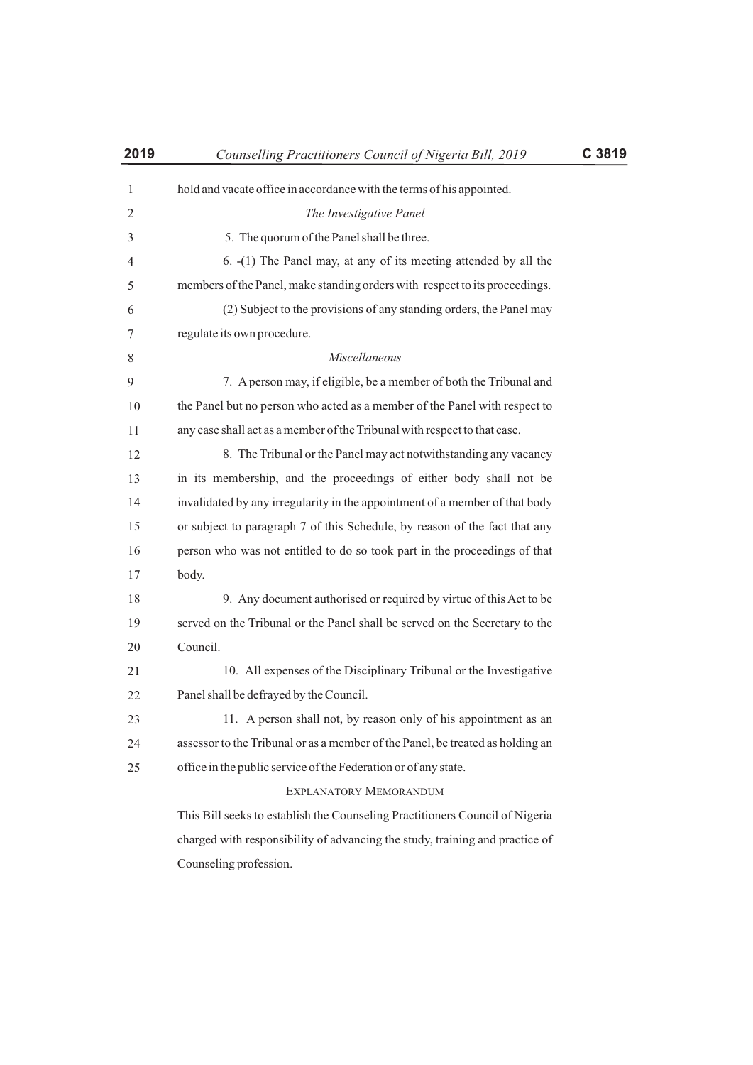hold and vacate office in accordance with the terms of his appointed.

*The Investigative Panel*

5. The quorum of the Panel shall be three.

6. -(1) The Panel may, at any of its meeting attended by all the members of the Panel, make standing orders with respect to its proceedings.

(2) Subject to the provisions of any standing orders, the Panel may regulate its own procedure.

*Miscellaneous*

7. A person may, if eligible, be a member of both the Tribunal and the Panel but no person who acted as a member of the Panel with respect to any case shall act as a member of the Tribunal with respect to that case.

8. The Tribunal or the Panel may act notwithstanding any vacancy in its membership, and the proceedings of either body shall not be invalidated by any irregularity in the appointment of a member of that body or subject to paragraph 7 of this Schedule, by reason of the fact that any person who was not entitled to do so took part in the proceedings of that body.

9. Any document authorised or required by virtue of this Act to be served on the Tribunal or the Panel shall be served on the Secretary to the Council.

10. All expenses of the Disciplinary Tribunal or the Investigative Panel shall be defrayed by the Council.

11. A person shall not, by reason only of his appointment as an assessor to the Tribunal or as a member of the Panel, be treated as holding an office in the public service of the Federation or of any state.

## EXPLANATORY MEMORANDUM

This Bill seeks to establish the Counseling Practitioners Council of Nigeria charged with responsibility of advancing the study, training and practice of Counseling profession.